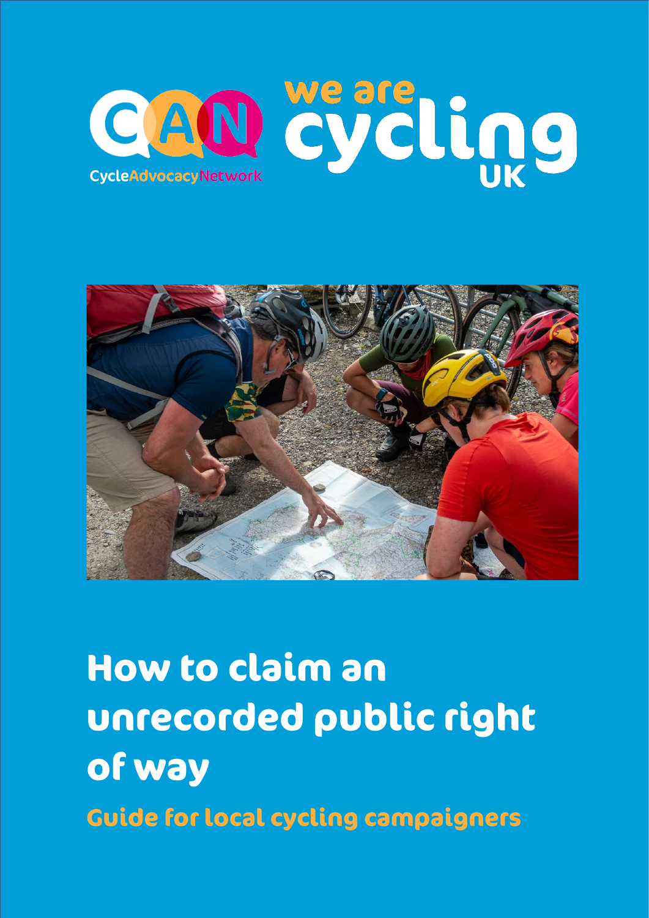CycleAdvocacyNetwork

we are cycling UK

# How to claim an unrecorded public right of way

## Guide for local cycling campaigners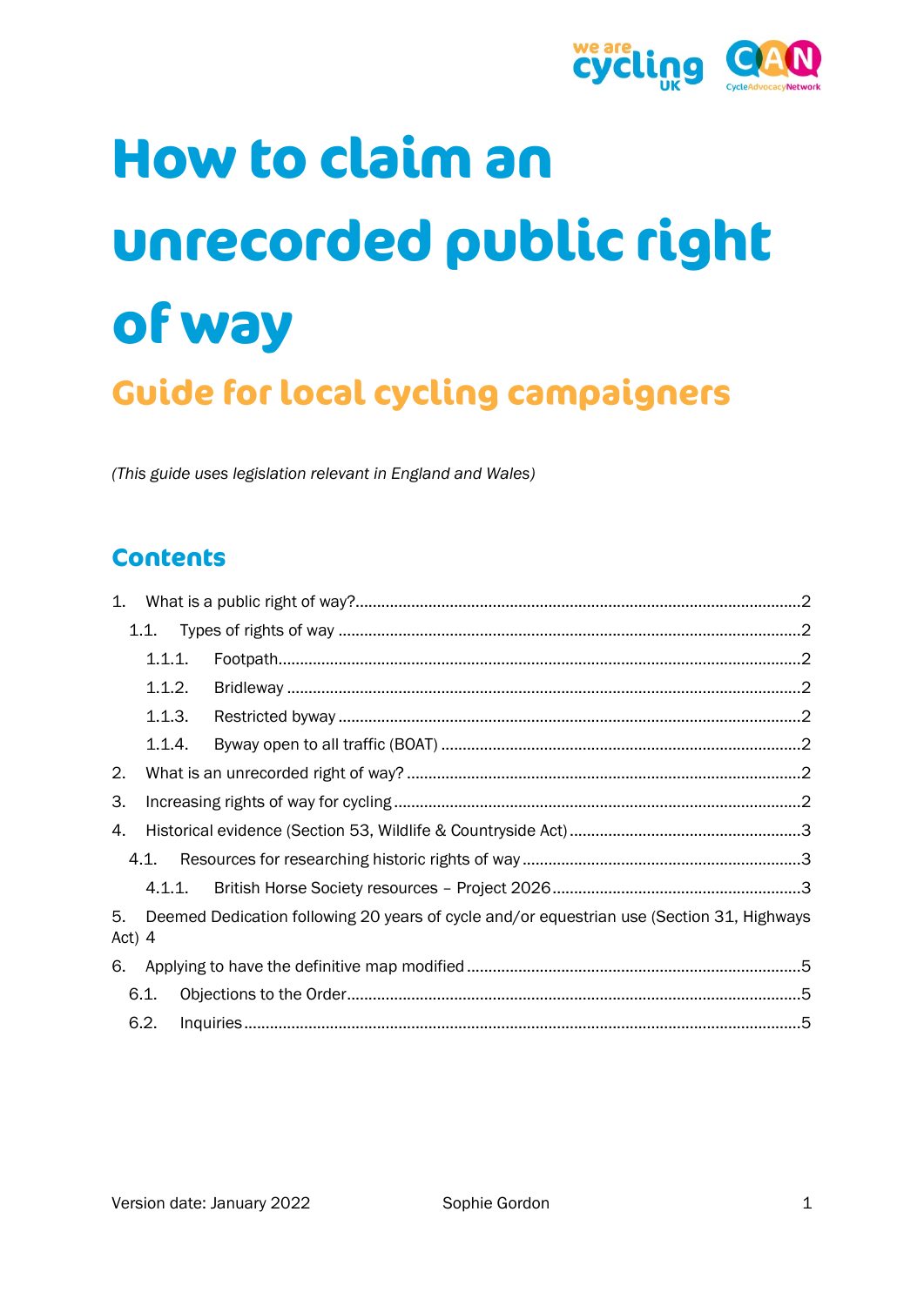# How to claim an unrecorded public right of way

## Guide for local cycling campaigners

*(This guide uses legislation relevant in England and Wales)*

## Contents

1. What is a public right of way? ........ 2
   1.1. Types of rights of way ........ 2
      1.1.1. Footpath ........ 2
      1.1.2. Bridleway ........ 2
      1.1.3. Restricted byway ........ 2
      1.1.4. Byway open to all traffic (BOAT) ........ 2
2. What is an unrecorded right of way? ........ 2
3. Increasing rights of way for cycling ........ 2
4. Historical evidence (Section 53, Wildlife & Countryside Act) ........ 3
   4.1. Resources for researching historic rights of way ........ 3
      4.1.1. British Horse Society resources – Project 2026 ........ 3
5. Deemed Dedication following 20 years of cycle and/or equestrian use (Section 31, Highways Act) 4
6. Applying to have the definitive map modified ........ 5
   6.1. Objections to the Order ........ 5
   6.2. Inquiries ........ 5

Version date: January 2022 Sophie Gordon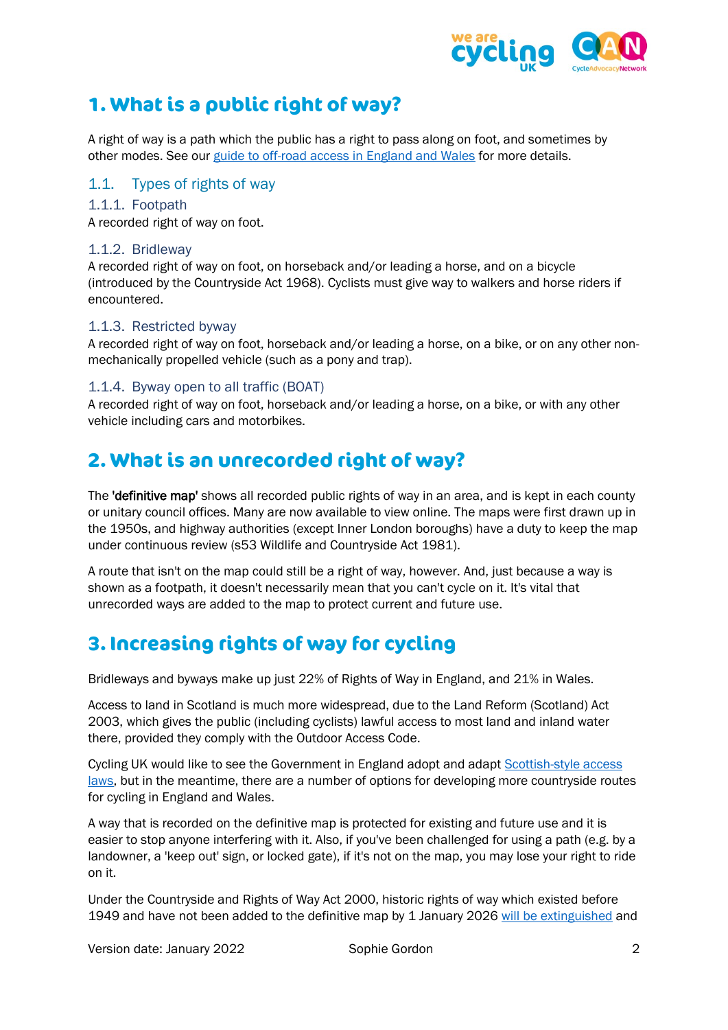# 1. What is a public right of way?

A right of way is a path which the public has a right to pass along on foot, and sometimes by other modes. See our guide to off-road access in England and Wales for more details.

## 1.1. Types of rights of way

### 1.1.1. Footpath

A recorded right of way on foot.

### 1.1.2. Bridleway

A recorded right of way on foot, on horseback and/or leading a horse, and on a bicycle (introduced by the Countryside Act 1968). Cyclists must give way to walkers and horse riders if encountered.

### 1.1.3. Restricted byway

A recorded right of way on foot, horseback and/or leading a horse, on a bike, or on any other non-mechanically propelled vehicle (such as a pony and trap).

### 1.1.4. Byway open to all traffic (BOAT)

A recorded right of way on foot, horseback and/or leading a horse, on a bike, or with any other vehicle including cars and motorbikes.

# 2. What is an unrecorded right of way?

The **'definitive map'** shows all recorded public rights of way in an area, and is kept in each county or unitary council offices. Many are now available to view online. The maps were first drawn up in the 1950s, and highway authorities (except Inner London boroughs) have a duty to keep the map under continuous review (s53 Wildlife and Countryside Act 1981).

A route that isn't on the map could still be a right of way, however. And, just because a way is shown as a footpath, it doesn't necessarily mean that you can't cycle on it. It's vital that unrecorded ways are added to the map to protect current and future use.

# 3. Increasing rights of way for cycling

Bridleways and byways make up just 22% of Rights of Way in England, and 21% in Wales.

Access to land in Scotland is much more widespread, due to the Land Reform (Scotland) Act 2003, which gives the public (including cyclists) lawful access to most land and inland water there, provided they comply with the Outdoor Access Code.

Cycling UK would like to see the Government in England adopt and adapt Scottish-style access laws, but in the meantime, there are a number of options for developing more countryside routes for cycling in England and Wales.

A way that is recorded on the definitive map is protected for existing and future use and it is easier to stop anyone interfering with it. Also, if you've been challenged for using a path (e.g. by a landowner, a 'keep out' sign, or locked gate), if it's not on the map, you may lose your right to ride on it.

Under the Countryside and Rights of Way Act 2000, historic rights of way which existed before 1949 and have not been added to the definitive map by 1 January 2026 will be extinguished and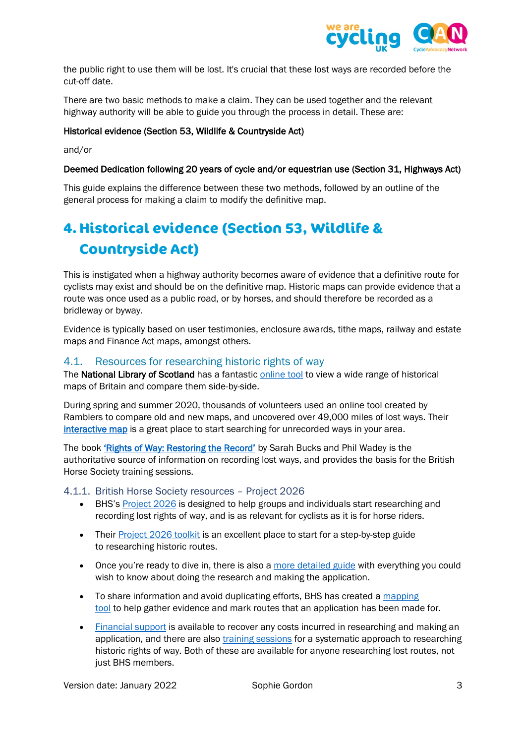the public right to use them will be lost. It's crucial that these lost ways are recorded before the cut-off date.

There are two basic methods to make a claim. They can be used together and the relevant highway authority will be able to guide you through the process in detail. These are:

**Historical evidence (Section 53, Wildlife & Countryside Act)**

and/or

**Deemed Dedication following 20 years of cycle and/or equestrian use (Section 31, Highways Act)**

This guide explains the difference between these two methods, followed by an outline of the general process for making a claim to modify the definitive map.

# 4. Historical evidence (Section 53, Wildlife & Countryside Act)

This is instigated when a highway authority becomes aware of evidence that a definitive route for cyclists may exist and should be on the definitive map. Historic maps can provide evidence that a route was once used as a public road, or by horses, and should therefore be recorded as a bridleway or byway.

Evidence is typically based on user testimonies, enclosure awards, tithe maps, railway and estate maps and Finance Act maps, amongst others.

## 4.1. Resources for researching historic rights of way

The **National Library of Scotland** has a fantastic online tool to view a wide range of historical maps of Britain and compare them side-by-side.

During spring and summer 2020, thousands of volunteers used an online tool created by Ramblers to compare old and new maps, and uncovered over 49,000 miles of lost ways. Their **interactive map** is a great place to start searching for unrecorded ways in your area.

The book **'Rights of Way: Restoring the Record'** by Sarah Bucks and Phil Wadey is the authoritative source of information on recording lost ways, and provides the basis for the British Horse Society training sessions.

### 4.1.1. British Horse Society resources – Project 2026

- BHS's Project 2026 is designed to help groups and individuals start researching and recording lost rights of way, and is as relevant for cyclists as it is for horse riders.
- Their Project 2026 toolkit is an excellent place to start for a step-by-step guide to researching historic routes.
- Once you're ready to dive in, there is also a more detailed guide with everything you could wish to know about doing the research and making the application.
- To share information and avoid duplicating efforts, BHS has created a mapping tool to help gather evidence and mark routes that an application has been made for.
- Financial support is available to recover any costs incurred in researching and making an application, and there are also training sessions for a systematic approach to researching historic rights of way. Both of these are available for anyone researching lost routes, not just BHS members.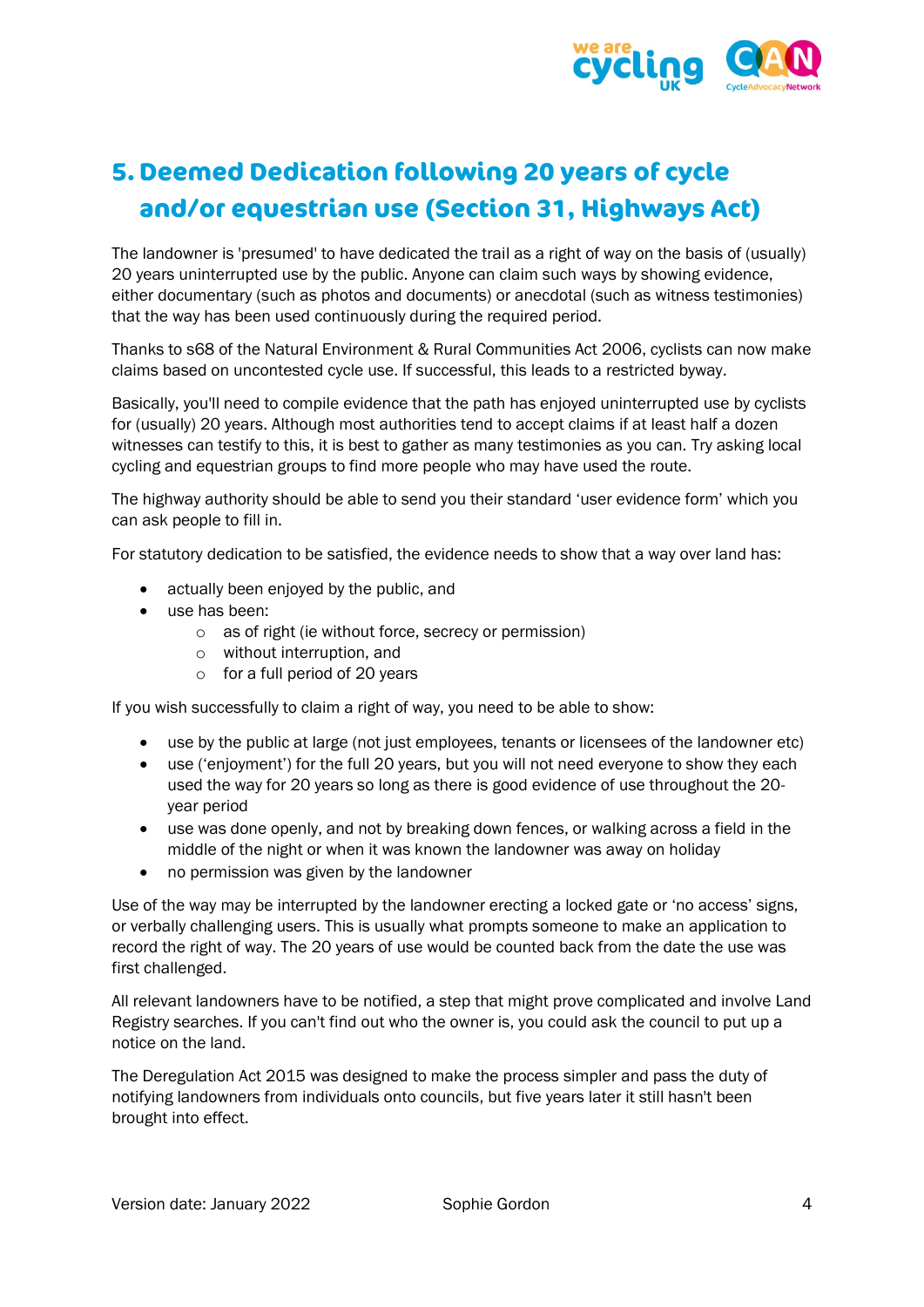# 5. Deemed Dedication following 20 years of cycle and/or equestrian use (Section 31, Highways Act)

The landowner is 'presumed' to have dedicated the trail as a right of way on the basis of (usually) 20 years uninterrupted use by the public. Anyone can claim such ways by showing evidence, either documentary (such as photos and documents) or anecdotal (such as witness testimonies) that the way has been used continuously during the required period.

Thanks to s68 of the Natural Environment & Rural Communities Act 2006, cyclists can now make claims based on uncontested cycle use. If successful, this leads to a restricted byway.

Basically, you'll need to compile evidence that the path has enjoyed uninterrupted use by cyclists for (usually) 20 years. Although most authorities tend to accept claims if at least half a dozen witnesses can testify to this, it is best to gather as many testimonies as you can. Try asking local cycling and equestrian groups to find more people who may have used the route.

The highway authority should be able to send you their standard 'user evidence form' which you can ask people to fill in.

For statutory dedication to be satisfied, the evidence needs to show that a way over land has:

- actually been enjoyed by the public, and
- use has been:
  - as of right (ie without force, secrecy or permission)
  - without interruption, and
  - for a full period of 20 years

If you wish successfully to claim a right of way, you need to be able to show:

- use by the public at large (not just employees, tenants or licensees of the landowner etc)
- use ('enjoyment') for the full 20 years, but you will not need everyone to show they each used the way for 20 years so long as there is good evidence of use throughout the 20-year period
- use was done openly, and not by breaking down fences, or walking across a field in the middle of the night or when it was known the landowner was away on holiday
- no permission was given by the landowner

Use of the way may be interrupted by the landowner erecting a locked gate or 'no access' signs, or verbally challenging users. This is usually what prompts someone to make an application to record the right of way. The 20 years of use would be counted back from the date the use was first challenged.

All relevant landowners have to be notified, a step that might prove complicated and involve Land Registry searches. If you can't find out who the owner is, you could ask the council to put up a notice on the land.

The Deregulation Act 2015 was designed to make the process simpler and pass the duty of notifying landowners from individuals onto councils, but five years later it still hasn't been brought into effect.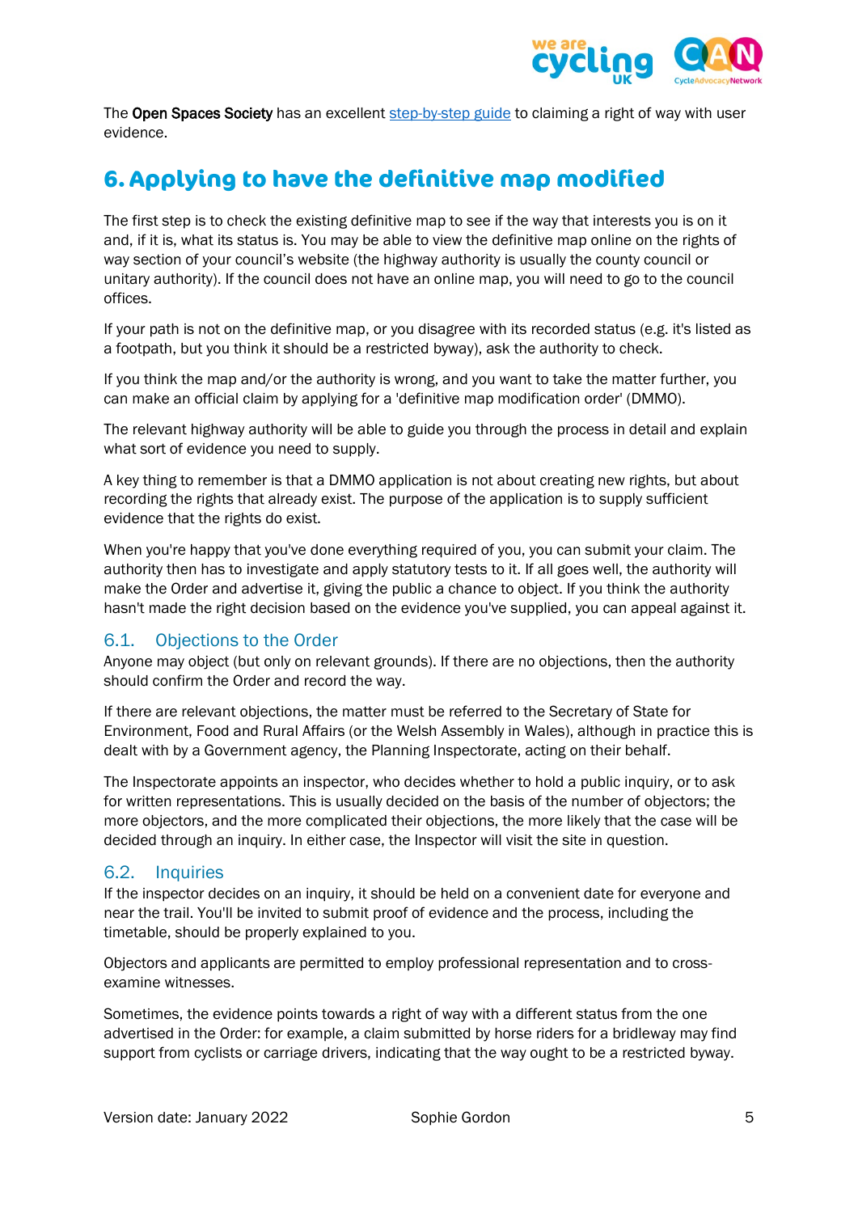The **Open Spaces Society** has an excellent [step-by-step guide](step-by-step guide) to claiming a right of way with user evidence.

# 6. Applying to have the definitive map modified

The first step is to check the existing definitive map to see if the way that interests you is on it and, if it is, what its status is. You may be able to view the definitive map online on the rights of way section of your council's website (the highway authority is usually the county council or unitary authority). If the council does not have an online map, you will need to go to the council offices.

If your path is not on the definitive map, or you disagree with its recorded status (e.g. it's listed as a footpath, but you think it should be a restricted byway), ask the authority to check.

If you think the map and/or the authority is wrong, and you want to take the matter further, you can make an official claim by applying for a 'definitive map modification order' (DMMO).

The relevant highway authority will be able to guide you through the process in detail and explain what sort of evidence you need to supply.

A key thing to remember is that a DMMO application is not about creating new rights, but about recording the rights that already exist. The purpose of the application is to supply sufficient evidence that the rights do exist.

When you're happy that you've done everything required of you, you can submit your claim. The authority then has to investigate and apply statutory tests to it. If all goes well, the authority will make the Order and advertise it, giving the public a chance to object. If you think the authority hasn't made the right decision based on the evidence you've supplied, you can appeal against it.

## 6.1. Objections to the Order

Anyone may object (but only on relevant grounds). If there are no objections, then the authority should confirm the Order and record the way.

If there are relevant objections, the matter must be referred to the Secretary of State for Environment, Food and Rural Affairs (or the Welsh Assembly in Wales), although in practice this is dealt with by a Government agency, the Planning Inspectorate, acting on their behalf.

The Inspectorate appoints an inspector, who decides whether to hold a public inquiry, or to ask for written representations. This is usually decided on the basis of the number of objectors; the more objectors, and the more complicated their objections, the more likely that the case will be decided through an inquiry. In either case, the Inspector will visit the site in question.

## 6.2. Inquiries

If the inspector decides on an inquiry, it should be held on a convenient date for everyone and near the trail. You'll be invited to submit proof of evidence and the process, including the timetable, should be properly explained to you.

Objectors and applicants are permitted to employ professional representation and to cross-examine witnesses.

Sometimes, the evidence points towards a right of way with a different status from the one advertised in the Order: for example, a claim submitted by horse riders for a bridleway may find support from cyclists or carriage drivers, indicating that the way ought to be a restricted byway.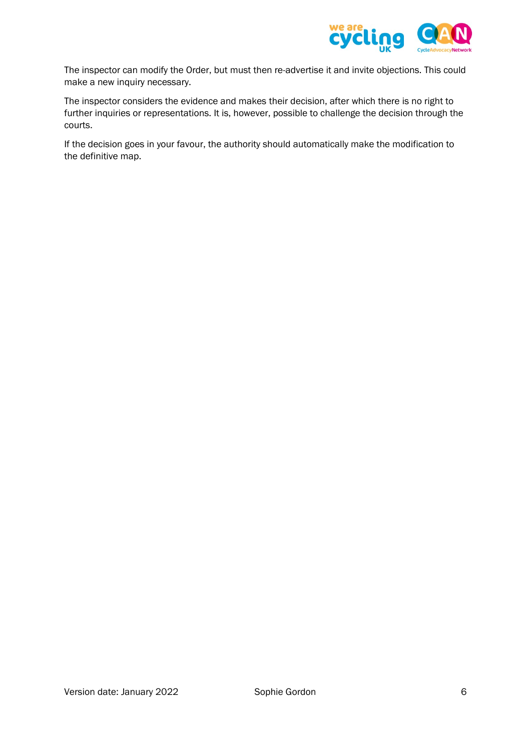The inspector can modify the Order, but must then re-advertise it and invite objections. This could make a new inquiry necessary.

The inspector considers the evidence and makes their decision, after which there is no right to further inquiries or representations. It is, however, possible to challenge the decision through the courts.

If the decision goes in your favour, the authority should automatically make the modification to the definitive map.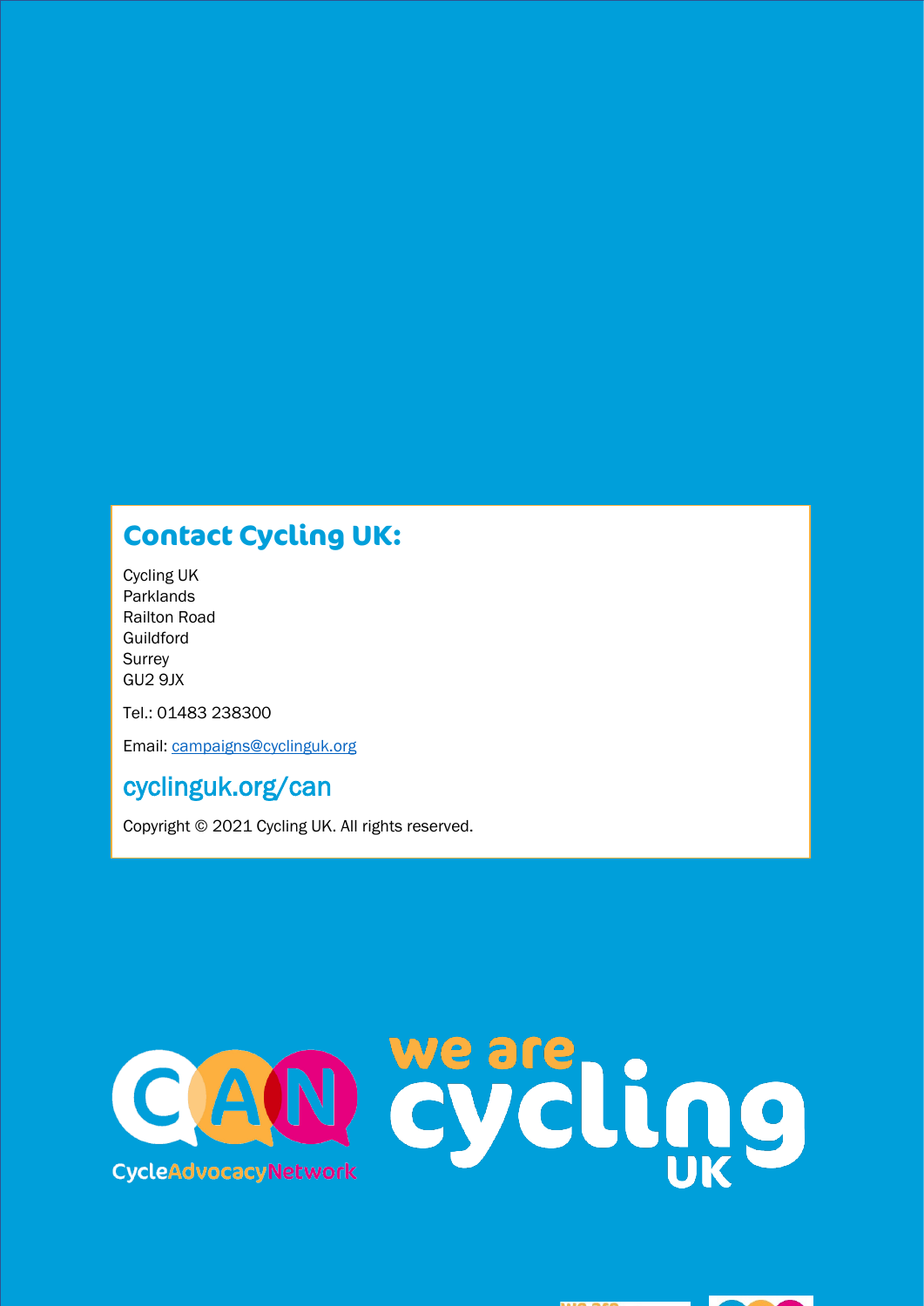## Contact Cycling UK:

Cycling UK
Parklands
Railton Road
Guildford
Surrey
GU2 9JX

Tel.: 01483 238300

Email: campaigns@cyclinguk.org

## cyclinguk.org/can

Copyright © 2021 Cycling UK. All rights reserved.